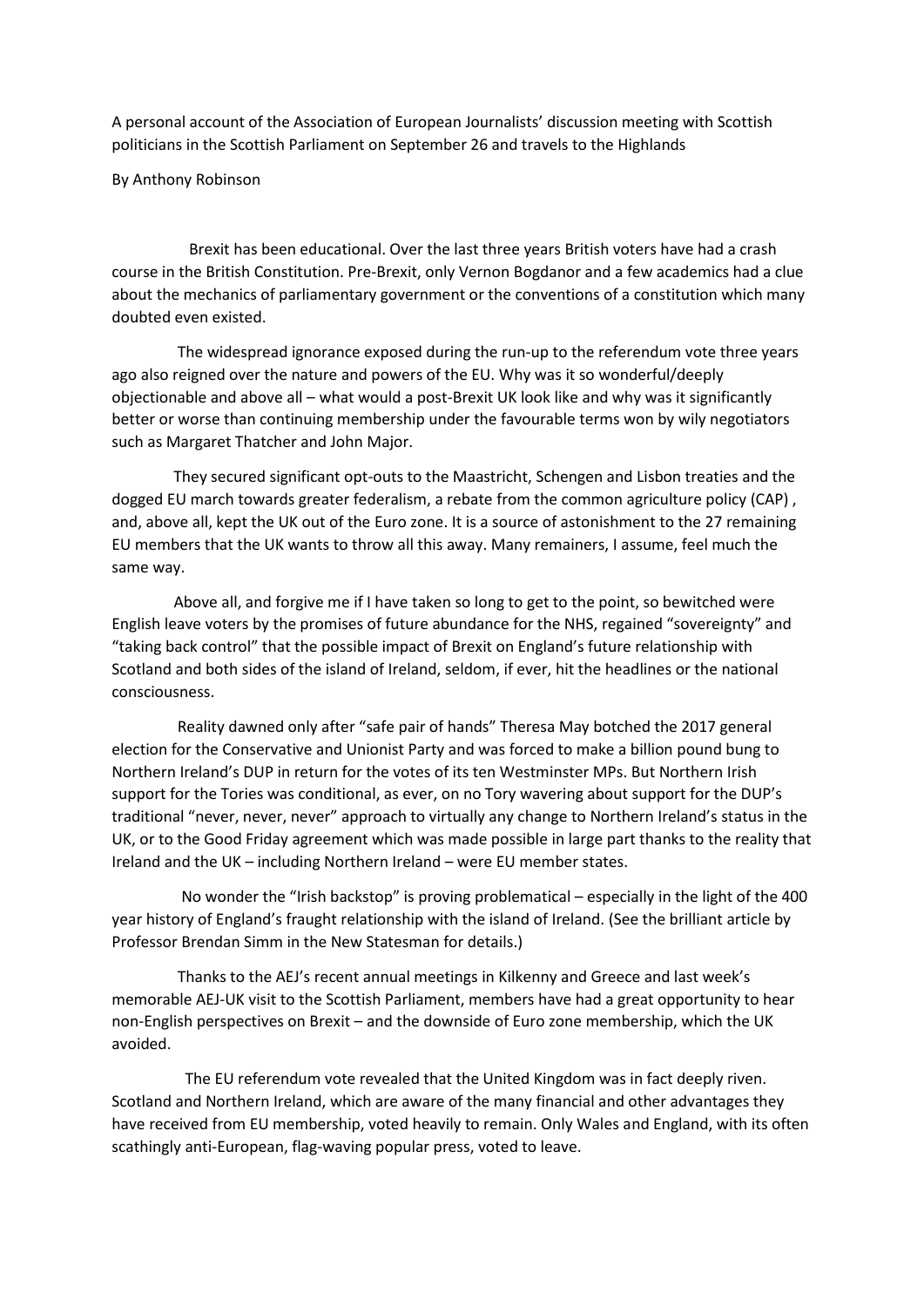A personal account of the Association of European Journalists' discussion meeting with Scottish politicians in the Scottish Parliament on September 26 and travels to the Highlands

By Anthony Robinson

Brexit has been educational. Over the last three years British voters have had a crash course in the British Constitution. Pre-Brexit, only Vernon Bogdanor and a few academics had a clue about the mechanics of parliamentary government or the conventions of a constitution which many doubted even existed.

The widespread ignorance exposed during the run-up to the referendum vote three years ago also reigned over the nature and powers of the EU. Why was it so wonderful/deeply objectionable and above all – what would a post-Brexit UK look like and why was it significantly better or worse than continuing membership under the favourable terms won by wily negotiators such as Margaret Thatcher and John Major.

They secured significant opt-outs to the Maastricht, Schengen and Lisbon treaties and the dogged EU march towards greater federalism, a rebate from the common agriculture policy (CAP) , and, above all, kept the UK out of the Euro zone. It is a source of astonishment to the 27 remaining EU members that the UK wants to throw all this away. Many remainers, I assume, feel much the same way.

Above all, and forgive me if I have taken so long to get to the point, so bewitched were English leave voters by the promises of future abundance for the NHS, regained "sovereignty" and "taking back control" that the possible impact of Brexit on England's future relationship with Scotland and both sides of the island of Ireland, seldom, if ever, hit the headlines or the national consciousness.

Reality dawned only after "safe pair of hands" Theresa May botched the 2017 general election for the Conservative and Unionist Party and was forced to make a billion pound bung to Northern Ireland's DUP in return for the votes of its ten Westminster MPs. But Northern Irish support for the Tories was conditional, as ever, on no Tory wavering about support for the DUP's traditional "never, never, never" approach to virtually any change to Northern Ireland's status in the UK, or to the Good Friday agreement which was made possible in large part thanks to the reality that Ireland and the UK – including Northern Ireland – were EU member states.

No wonder the "Irish backstop" is proving problematical – especially in the light of the 400 year history of England's fraught relationship with the island of Ireland. (See the brilliant article by Professor Brendan Simm in the New Statesman for details.)

Thanks to the AEJ's recent annual meetings in Kilkenny and Greece and last week's memorable AEJ-UK visit to the Scottish Parliament, members have had a great opportunity to hear non-English perspectives on Brexit – and the downside of Euro zone membership, which the UK avoided.

The EU referendum vote revealed that the United Kingdom was in fact deeply riven. Scotland and Northern Ireland, which are aware of the many financial and other advantages they have received from EU membership, voted heavily to remain. Only Wales and England, with its often scathingly anti-European, flag-waving popular press, voted to leave.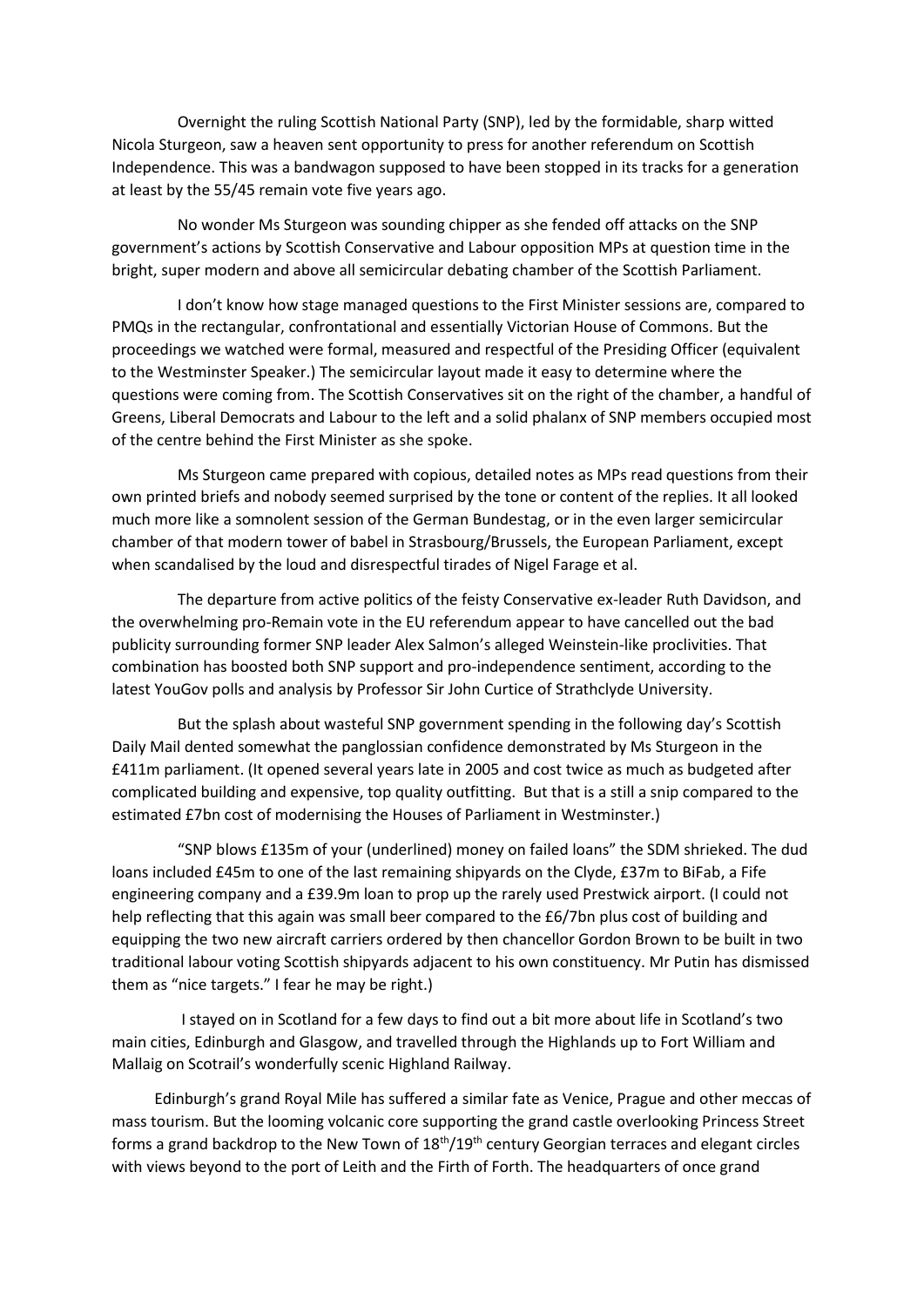Overnight the ruling Scottish National Party (SNP), led by the formidable, sharp witted Nicola Sturgeon, saw a heaven sent opportunity to press for another referendum on Scottish Independence. This was a bandwagon supposed to have been stopped in its tracks for a generation at least by the 55/45 remain vote five years ago.

No wonder Ms Sturgeon was sounding chipper as she fended off attacks on the SNP government's actions by Scottish Conservative and Labour opposition MPs at question time in the bright, super modern and above all semicircular debating chamber of the Scottish Parliament.

I don't know how stage managed questions to the First Minister sessions are, compared to PMQs in the rectangular, confrontational and essentially Victorian House of Commons. But the proceedings we watched were formal, measured and respectful of the Presiding Officer (equivalent to the Westminster Speaker.) The semicircular layout made it easy to determine where the questions were coming from. The Scottish Conservatives sit on the right of the chamber, a handful of Greens, Liberal Democrats and Labour to the left and a solid phalanx of SNP members occupied most of the centre behind the First Minister as she spoke.

Ms Sturgeon came prepared with copious, detailed notes as MPs read questions from their own printed briefs and nobody seemed surprised by the tone or content of the replies. It all looked much more like a somnolent session of the German Bundestag, or in the even larger semicircular chamber of that modern tower of babel in Strasbourg/Brussels, the European Parliament, except when scandalised by the loud and disrespectful tirades of Nigel Farage et al.

The departure from active politics of the feisty Conservative ex-leader Ruth Davidson, and the overwhelming pro-Remain vote in the EU referendum appear to have cancelled out the bad publicity surrounding former SNP leader Alex Salmon's alleged Weinstein-like proclivities. That combination has boosted both SNP support and pro-independence sentiment, according to the latest YouGov polls and analysis by Professor Sir John Curtice of Strathclyde University.

But the splash about wasteful SNP government spending in the following day's Scottish Daily Mail dented somewhat the panglossian confidence demonstrated by Ms Sturgeon in the £411m parliament. (It opened several years late in 2005 and cost twice as much as budgeted after complicated building and expensive, top quality outfitting. But that is a still a snip compared to the estimated £7bn cost of modernising the Houses of Parliament in Westminster.)

"SNP blows £135m of your (underlined) money on failed loans" the SDM shrieked. The dud loans included £45m to one of the last remaining shipyards on the Clyde, £37m to BiFab, a Fife engineering company and a £39.9m loan to prop up the rarely used Prestwick airport. (I could not help reflecting that this again was small beer compared to the £6/7bn plus cost of building and equipping the two new aircraft carriers ordered by then chancellor Gordon Brown to be built in two traditional labour voting Scottish shipyards adjacent to his own constituency. Mr Putin has dismissed them as "nice targets." I fear he may be right.)

I stayed on in Scotland for a few days to find out a bit more about life in Scotland's two main cities, Edinburgh and Glasgow, and travelled through the Highlands up to Fort William and Mallaig on Scotrail's wonderfully scenic Highland Railway.

Edinburgh's grand Royal Mile has suffered a similar fate as Venice, Prague and other meccas of mass tourism. But the looming volcanic core supporting the grand castle overlooking Princess Street forms a grand backdrop to the New Town of 18th/19th century Georgian terraces and elegant circles with views beyond to the port of Leith and the Firth of Forth. The headquarters of once grand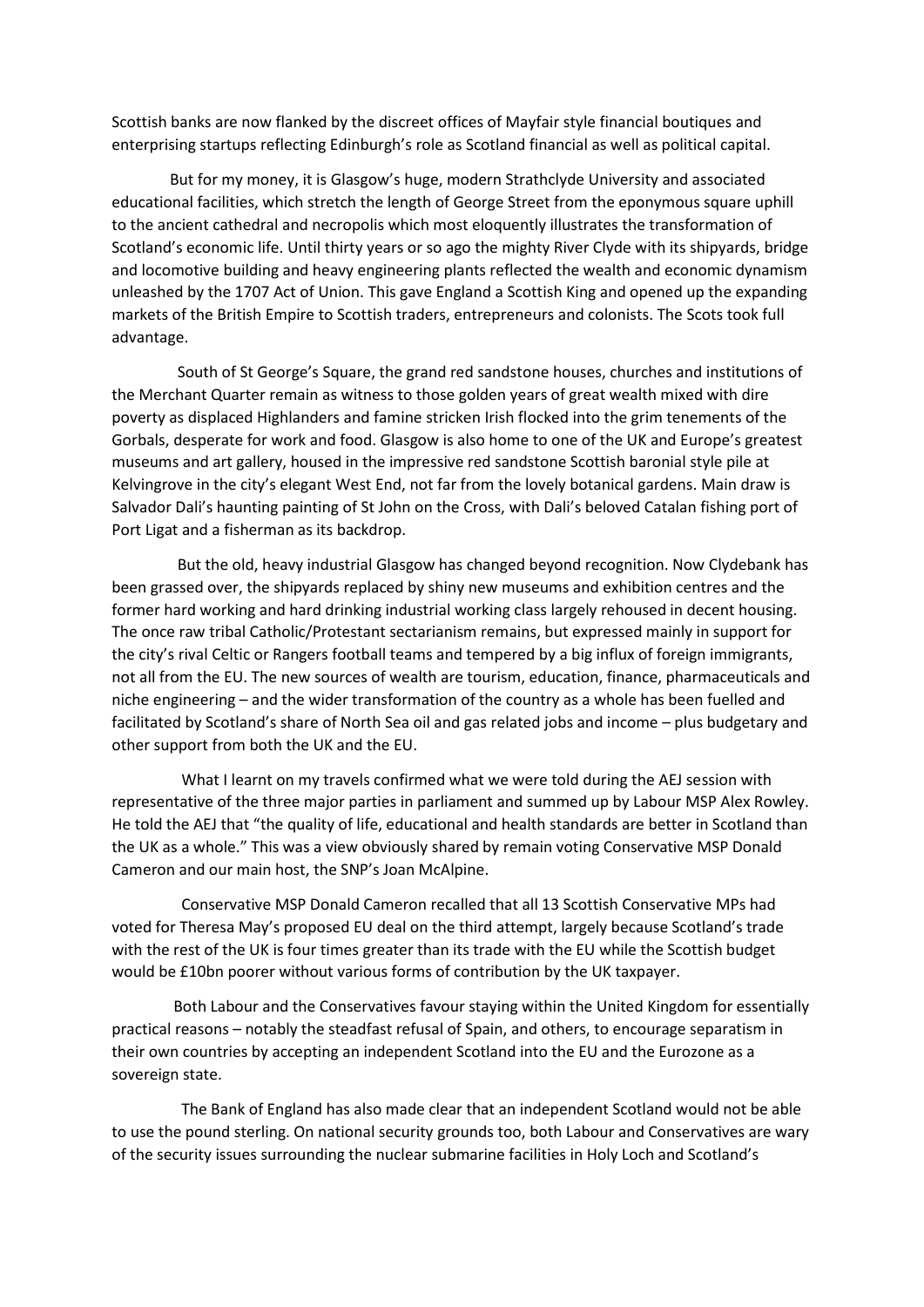Scottish banks are now flanked by the discreet offices of Mayfair style financial boutiques and enterprising startups reflecting Edinburgh's role as Scotland financial as well as political capital.

But for my money, it is Glasgow's huge, modern Strathclyde University and associated educational facilities, which stretch the length of George Street from the eponymous square uphill to the ancient cathedral and necropolis which most eloquently illustrates the transformation of Scotland's economic life. Until thirty years or so ago the mighty River Clyde with its shipyards, bridge and locomotive building and heavy engineering plants reflected the wealth and economic dynamism unleashed by the 1707 Act of Union. This gave England a Scottish King and opened up the expanding markets of the British Empire to Scottish traders, entrepreneurs and colonists. The Scots took full advantage.

South of St George's Square, the grand red sandstone houses, churches and institutions of the Merchant Quarter remain as witness to those golden years of great wealth mixed with dire poverty as displaced Highlanders and famine stricken Irish flocked into the grim tenements of the Gorbals, desperate for work and food. Glasgow is also home to one of the UK and Europe's greatest museums and art gallery, housed in the impressive red sandstone Scottish baronial style pile at Kelvingrove in the city's elegant West End, not far from the lovely botanical gardens. Main draw is Salvador Dali's haunting painting of St John on the Cross, with Dali's beloved Catalan fishing port of Port Ligat and a fisherman as its backdrop.

But the old, heavy industrial Glasgow has changed beyond recognition. Now Clydebank has been grassed over, the shipyards replaced by shiny new museums and exhibition centres and the former hard working and hard drinking industrial working class largely rehoused in decent housing. The once raw tribal Catholic/Protestant sectarianism remains, but expressed mainly in support for the city's rival Celtic or Rangers football teams and tempered by a big influx of foreign immigrants, not all from the EU. The new sources of wealth are tourism, education, finance, pharmaceuticals and niche engineering – and the wider transformation of the country as a whole has been fuelled and facilitated by Scotland's share of North Sea oil and gas related jobs and income – plus budgetary and other support from both the UK and the EU.

What I learnt on my travels confirmed what we were told during the AEJ session with representative of the three major parties in parliament and summed up by Labour MSP Alex Rowley. He told the AEJ that "the quality of life, educational and health standards are better in Scotland than the UK as a whole." This was a view obviously shared by remain voting Conservative MSP Donald Cameron and our main host, the SNP's Joan McAlpine.

Conservative MSP Donald Cameron recalled that all 13 Scottish Conservative MPs had voted for Theresa May's proposed EU deal on the third attempt, largely because Scotland's trade with the rest of the UK is four times greater than its trade with the EU while the Scottish budget would be £10bn poorer without various forms of contribution by the UK taxpayer.

Both Labour and the Conservatives favour staying within the United Kingdom for essentially practical reasons – notably the steadfast refusal of Spain, and others, to encourage separatism in their own countries by accepting an independent Scotland into the EU and the Eurozone as a sovereign state.

The Bank of England has also made clear that an independent Scotland would not be able to use the pound sterling. On national security grounds too, both Labour and Conservatives are wary of the security issues surrounding the nuclear submarine facilities in Holy Loch and Scotland's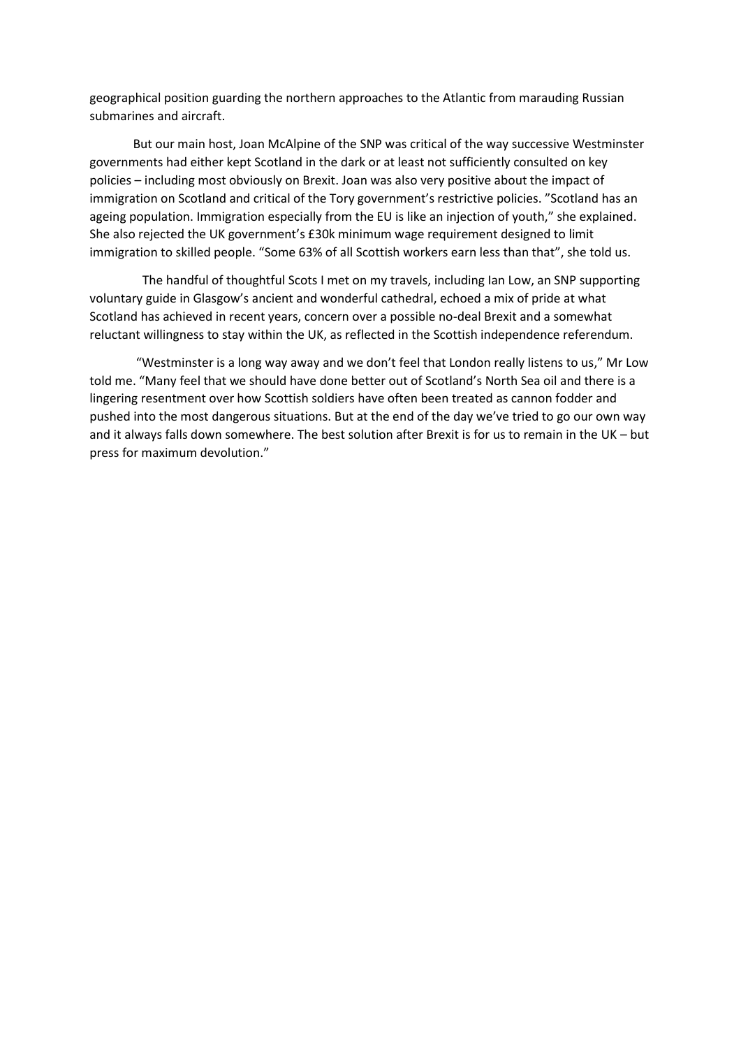geographical position guarding the northern approaches to the Atlantic from marauding Russian submarines and aircraft.

But our main host, Joan McAlpine of the SNP was critical of the way successive Westminster governments had either kept Scotland in the dark or at least not sufficiently consulted on key policies – including most obviously on Brexit. Joan was also very positive about the impact of immigration on Scotland and critical of the Tory government's restrictive policies. "Scotland has an ageing population. Immigration especially from the EU is like an injection of youth," she explained. She also rejected the UK government's £30k minimum wage requirement designed to limit immigration to skilled people. "Some 63% of all Scottish workers earn less than that", she told us.

The handful of thoughtful Scots I met on my travels, including Ian Low, an SNP supporting voluntary guide in Glasgow's ancient and wonderful cathedral, echoed a mix of pride at what Scotland has achieved in recent years, concern over a possible no-deal Brexit and a somewhat reluctant willingness to stay within the UK, as reflected in the Scottish independence referendum.

"Westminster is a long way away and we don't feel that London really listens to us," Mr Low told me. "Many feel that we should have done better out of Scotland's North Sea oil and there is a lingering resentment over how Scottish soldiers have often been treated as cannon fodder and pushed into the most dangerous situations. But at the end of the day we've tried to go our own way and it always falls down somewhere. The best solution after Brexit is for us to remain in the UK – but press for maximum devolution."